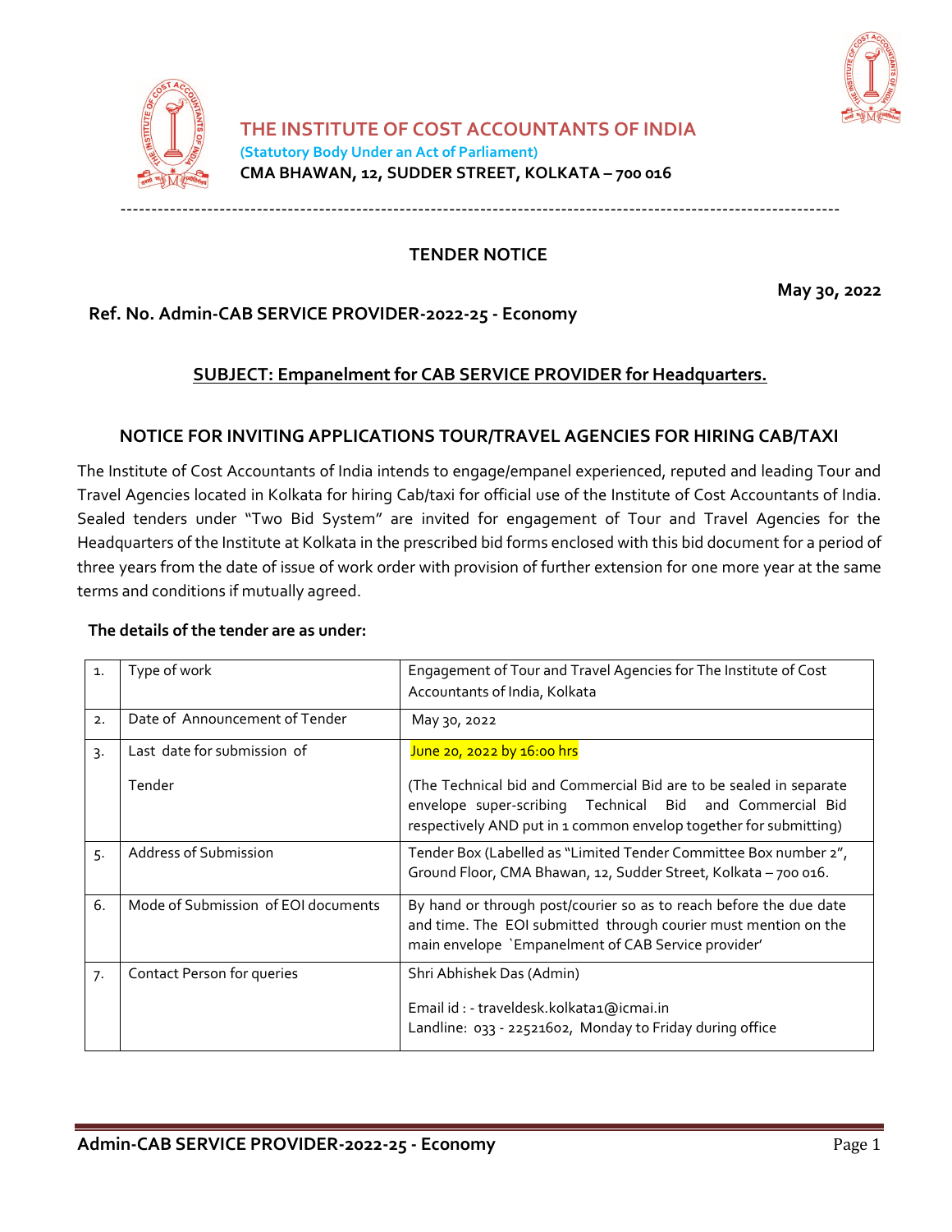# THE INSTITUTE OF COST ACCOUNTANTS OF INDIA

**(Statutory Body Under an Act of Parliament)**

**CMA BHAWAN, 12, SUDDER STREET, KOLKATA – 700 016**

---

## TENDER NOTICE

**May 30, 2022**

**Ref. No. Admin-CAB SERVICE PROVIDER-2022-25 - Economy**

**SUBJECT: Empanelment for CAB SERVICE PROVIDER for Headquarters.**

### NOTICE FOR INVITING APPLICATIONS TOUR/TRAVEL AGENCIES FOR HIRING CAB/TAXI

The Institute of Cost Accountants of India intends to engage/empanel experienced, reputed and leading Tour and Travel Agencies located in Kolkata for hiring Cab/taxi for official use of the Institute of Cost Accountants of India. Sealed tenders under "Two Bid System" are invited for engagement of Tour and Travel Agencies for the Headquarters of the Institute at Kolkata in the prescribed bid forms enclosed with this bid document for a period of three years from the date of issue of work order with provision of further extension for one more year at the same terms and conditions if mutually agreed.

**The details of the tender are as under:**

| | | |
|---|---|---|
| 1. | Type of work | Engagement of Tour and Travel Agencies for The Institute of Cost Accountants of India, Kolkata |
| 2. | Date of Announcement of Tender | May 30, 2022 |
| 3. | Last date for submission of Tender | June 20, 2022 by 16:00 hrs<br><br>(The Technical bid and Commercial Bid are to be sealed in separate envelope super-scribing Technical Bid and Commercial Bid respectively AND put in 1 common envelop together for submitting) |
| 5. | Address of Submission | Tender Box (Labelled as "Limited Tender Committee Box number 2", Ground Floor, CMA Bhawan, 12, Sudder Street, Kolkata – 700 016. |
| 6. | Mode of Submission of EOI documents | By hand or through post/courier so as to reach before the due date and time. The EOI submitted through courier must mention on the main envelope `Empanelment of CAB Service provider' |
| 7. | Contact Person for queries | Shri Abhishek Das (Admin)<br><br>Email id : - traveldesk.kolkata1@icmai.in<br>Landline: 033 - 22521602, Monday to Friday during office |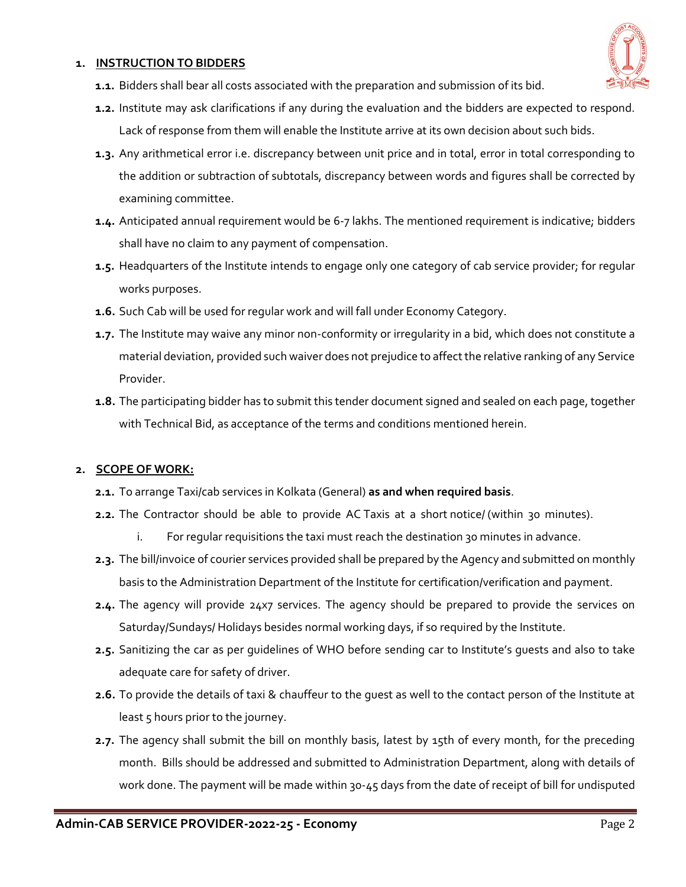## 1. INSTRUCTION TO BIDDERS

**1.1.** Bidders shall bear all costs associated with the preparation and submission of its bid.

**1.2.** Institute may ask clarifications if any during the evaluation and the bidders are expected to respond. Lack of response from them will enable the Institute arrive at its own decision about such bids.

**1.3.** Any arithmetical error i.e. discrepancy between unit price and in total, error in total corresponding to the addition or subtraction of subtotals, discrepancy between words and figures shall be corrected by examining committee.

**1.4.** Anticipated annual requirement would be 6-7 lakhs. The mentioned requirement is indicative; bidders shall have no claim to any payment of compensation.

**1.5.** Headquarters of the Institute intends to engage only one category of cab service provider; for regular works purposes.

**1.6.** Such Cab will be used for regular work and will fall under Economy Category.

**1.7.** The Institute may waive any minor non-conformity or irregularity in a bid, which does not constitute a material deviation, provided such waiver does not prejudice to affect the relative ranking of any Service Provider.

**1.8.** The participating bidder has to submit this tender document signed and sealed on each page, together with Technical Bid, as acceptance of the terms and conditions mentioned herein.

## 2. SCOPE OF WORK:

**2.1.** To arrange Taxi/cab services in Kolkata (General) **as and when required basis**.

**2.2.** The Contractor should be able to provide AC Taxis at a short notice/ (within 30 minutes).

   i. For regular requisitions the taxi must reach the destination 30 minutes in advance.

**2.3.** The bill/invoice of courier services provided shall be prepared by the Agency and submitted on monthly basis to the Administration Department of the Institute for certification/verification and payment.

**2.4.** The agency will provide 24x7 services. The agency should be prepared to provide the services on Saturday/Sundays/ Holidays besides normal working days, if so required by the Institute.

**2.5.** Sanitizing the car as per guidelines of WHO before sending car to Institute's guests and also to take adequate care for safety of driver.

**2.6.** To provide the details of taxi & chauffeur to the guest as well to the contact person of the Institute at least 5 hours prior to the journey.

**2.7.** The agency shall submit the bill on monthly basis, latest by 15th of every month, for the preceding month. Bills should be addressed and submitted to Administration Department, along with details of work done. The payment will be made within 30-45 days from the date of receipt of bill for undisputed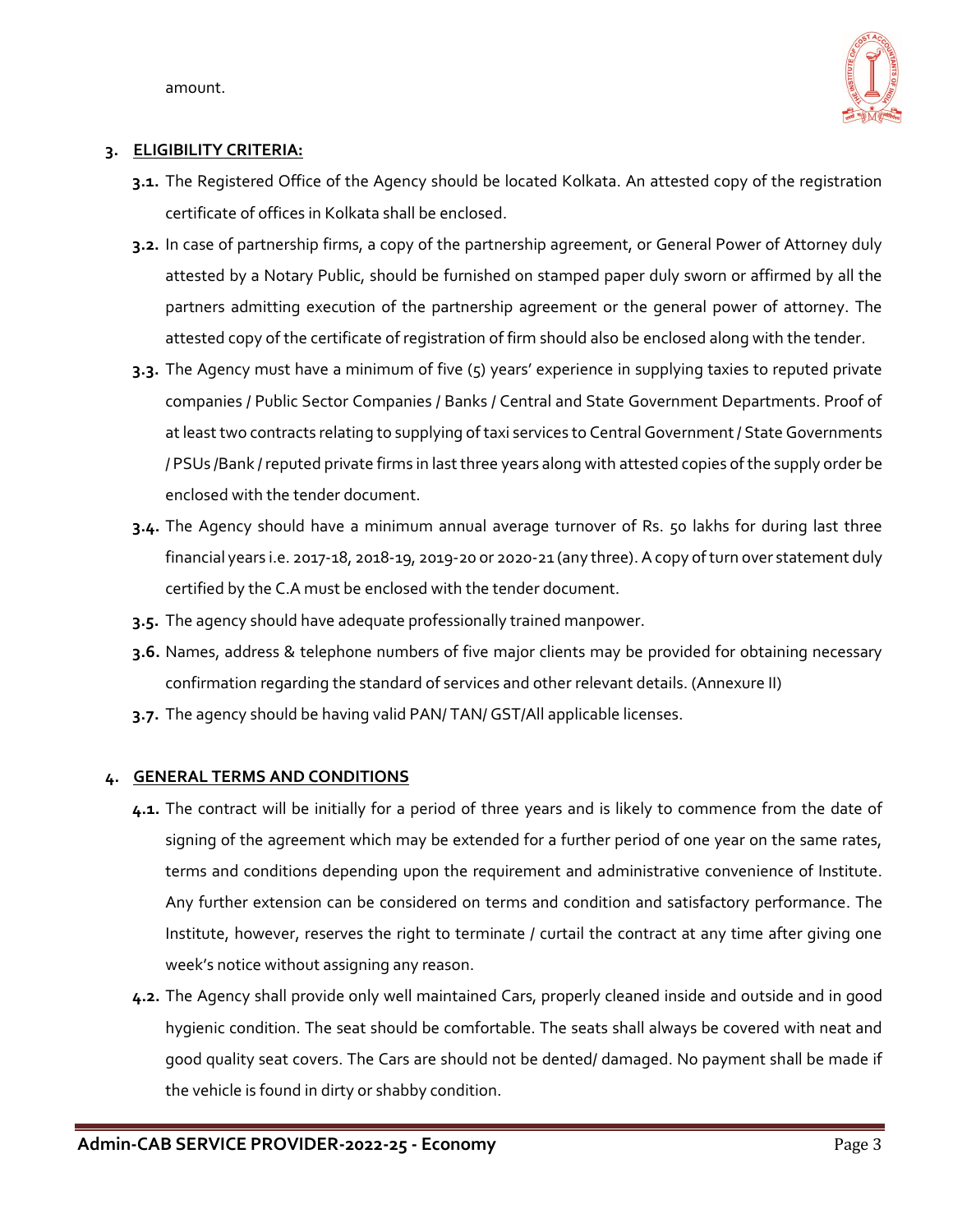amount.

## 3. ELIGIBILITY CRITERIA:

**3.1.** The Registered Office of the Agency should be located Kolkata. An attested copy of the registration certificate of offices in Kolkata shall be enclosed.

**3.2.** In case of partnership firms, a copy of the partnership agreement, or General Power of Attorney duly attested by a Notary Public, should be furnished on stamped paper duly sworn or affirmed by all the partners admitting execution of the partnership agreement or the general power of attorney. The attested copy of the certificate of registration of firm should also be enclosed along with the tender.

**3.3.** The Agency must have a minimum of five (5) years' experience in supplying taxies to reputed private companies / Public Sector Companies / Banks / Central and State Government Departments. Proof of at least two contracts relating to supplying of taxi services to Central Government / State Governments / PSUs /Bank / reputed private firms in last three years along with attested copies of the supply order be enclosed with the tender document.

**3.4.** The Agency should have a minimum annual average turnover of Rs. 50 lakhs for during last three financial years i.e. 2017-18, 2018-19, 2019-20 or 2020-21 (any three). A copy of turn over statement duly certified by the C.A must be enclosed with the tender document.

**3.5.** The agency should have adequate professionally trained manpower.

**3.6.** Names, address & telephone numbers of five major clients may be provided for obtaining necessary confirmation regarding the standard of services and other relevant details. (Annexure II)

**3.7.** The agency should be having valid PAN/ TAN/ GST/All applicable licenses.

## 4. GENERAL TERMS AND CONDITIONS

**4.1.** The contract will be initially for a period of three years and is likely to commence from the date of signing of the agreement which may be extended for a further period of one year on the same rates, terms and conditions depending upon the requirement and administrative convenience of Institute. Any further extension can be considered on terms and condition and satisfactory performance. The Institute, however, reserves the right to terminate / curtail the contract at any time after giving one week's notice without assigning any reason.

**4.2.** The Agency shall provide only well maintained Cars, properly cleaned inside and outside and in good hygienic condition. The seat should be comfortable. The seats shall always be covered with neat and good quality seat covers. The Cars are should not be dented/ damaged. No payment shall be made if the vehicle is found in dirty or shabby condition.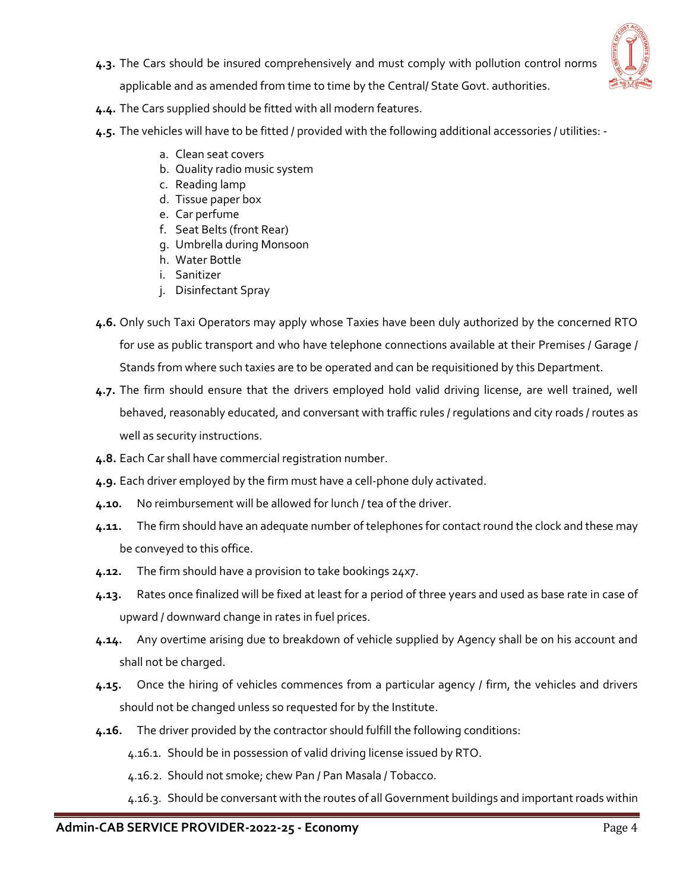**4.3.** The Cars should be insured comprehensively and must comply with pollution control norms applicable and as amended from time to time by the Central/ State Govt. authorities.

**4.4.** The Cars supplied should be fitted with all modern features.

**4.5.** The vehicles will have to be fitted / provided with the following additional accessories / utilities: -

a. Clean seat covers
b. Quality radio music system
c. Reading lamp
d. Tissue paper box
e. Car perfume
f. Seat Belts (front Rear)
g. Umbrella during Monsoon
h. Water Bottle
i. Sanitizer
j. Disinfectant Spray

**4.6.** Only such Taxi Operators may apply whose Taxies have been duly authorized by the concerned RTO for use as public transport and who have telephone connections available at their Premises / Garage / Stands from where such taxies are to be operated and can be requisitioned by this Department.

**4.7.** The firm should ensure that the drivers employed hold valid driving license, are well trained, well behaved, reasonably educated, and conversant with traffic rules / regulations and city roads / routes as well as security instructions.

**4.8.** Each Car shall have commercial registration number.

**4.9.** Each driver employed by the firm must have a cell-phone duly activated.

**4.10.** No reimbursement will be allowed for lunch / tea of the driver.

**4.11.** The firm should have an adequate number of telephones for contact round the clock and these may be conveyed to this office.

**4.12.** The firm should have a provision to take bookings 24x7.

**4.13.** Rates once finalized will be fixed at least for a period of three years and used as base rate in case of upward / downward change in rates in fuel prices.

**4.14.** Any overtime arising due to breakdown of vehicle supplied by Agency shall be on his account and shall not be charged.

**4.15.** Once the hiring of vehicles commences from a particular agency / firm, the vehicles and drivers should not be changed unless so requested for by the Institute.

**4.16.** The driver provided by the contractor should fulfill the following conditions:

4.16.1. Should be in possession of valid driving license issued by RTO.

4.16.2. Should not smoke; chew Pan / Pan Masala / Tobacco.

4.16.3. Should be conversant with the routes of all Government buildings and important roads within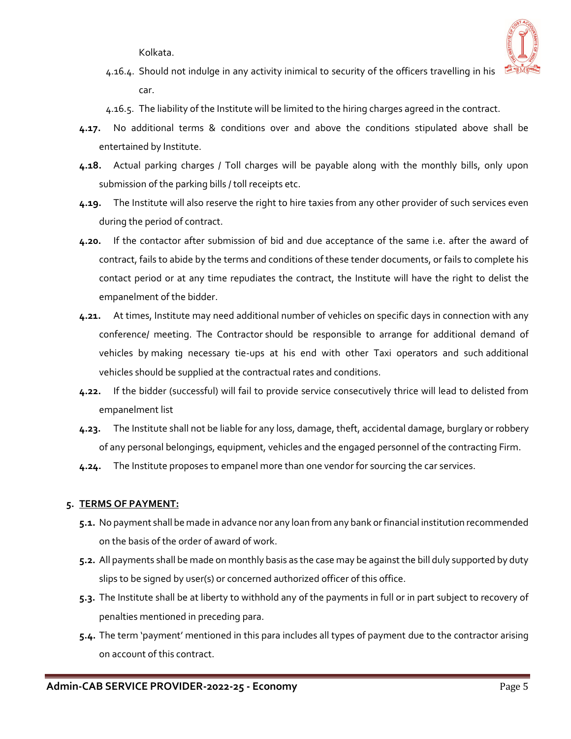Kolkata.

4.16.4. Should not indulge in any activity inimical to security of the officers travelling in his car.

4.16.5. The liability of the Institute will be limited to the hiring charges agreed in the contract.

**4.17.** No additional terms & conditions over and above the conditions stipulated above shall be entertained by Institute.

**4.18.** Actual parking charges / Toll charges will be payable along with the monthly bills, only upon submission of the parking bills / toll receipts etc.

**4.19.** The Institute will also reserve the right to hire taxies from any other provider of such services even during the period of contract.

**4.20.** If the contactor after submission of bid and due acceptance of the same i.e. after the award of contract, fails to abide by the terms and conditions of these tender documents, or fails to complete his contact period or at any time repudiates the contract, the Institute will have the right to delist the empanelment of the bidder.

**4.21.** At times, Institute may need additional number of vehicles on specific days in connection with any conference/ meeting. The Contractor should be responsible to arrange for additional demand of vehicles by making necessary tie-ups at his end with other Taxi operators and such additional vehicles should be supplied at the contractual rates and conditions.

**4.22.** If the bidder (successful) will fail to provide service consecutively thrice will lead to delisted from empanelment list

**4.23.** The Institute shall not be liable for any loss, damage, theft, accidental damage, burglary or robbery of any personal belongings, equipment, vehicles and the engaged personnel of the contracting Firm.

**4.24.** The Institute proposes to empanel more than one vendor for sourcing the car services.

**5. TERMS OF PAYMENT:**

**5.1.** No payment shall be made in advance nor any loan from any bank or financial institution recommended on the basis of the order of award of work.

**5.2.** All payments shall be made on monthly basis as the case may be against the bill duly supported by duty slips to be signed by user(s) or concerned authorized officer of this office.

**5.3.** The Institute shall be at liberty to withhold any of the payments in full or in part subject to recovery of penalties mentioned in preceding para.

**5.4.** The term 'payment' mentioned in this para includes all types of payment due to the contractor arising on account of this contract.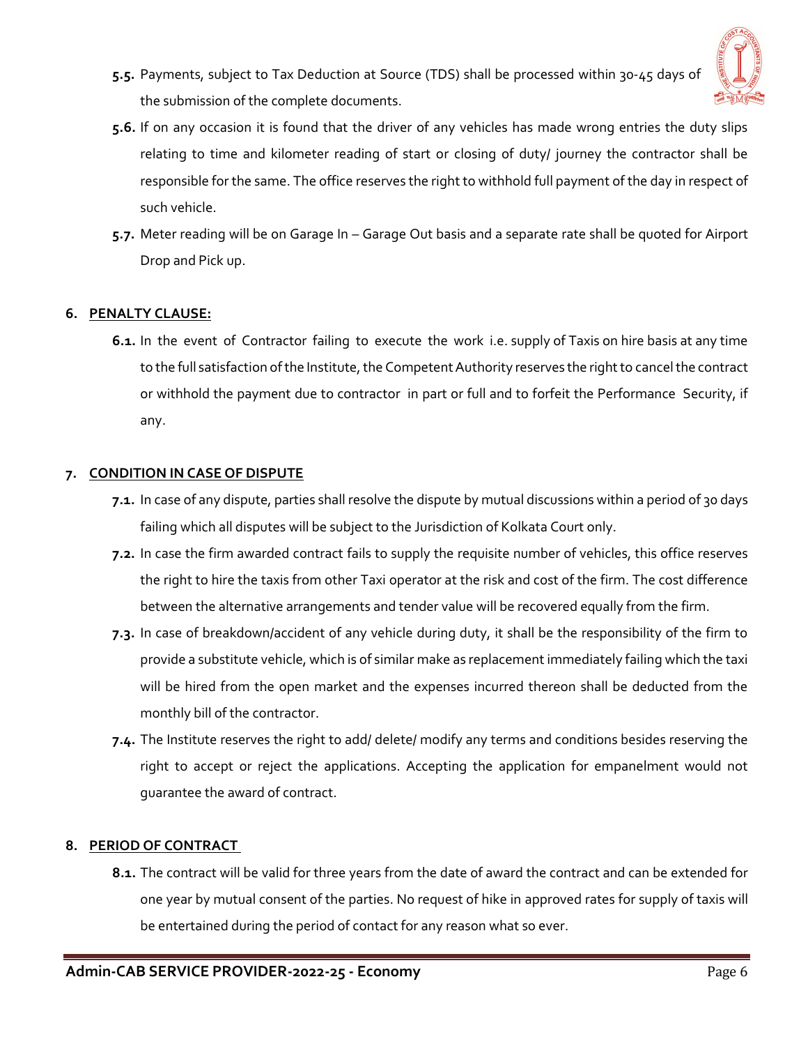**5.5.** Payments, subject to Tax Deduction at Source (TDS) shall be processed within 30-45 days of the submission of the complete documents.

**5.6.** If on any occasion it is found that the driver of any vehicles has made wrong entries the duty slips relating to time and kilometer reading of start or closing of duty/ journey the contractor shall be responsible for the same. The office reserves the right to withhold full payment of the day in respect of such vehicle.

**5.7.** Meter reading will be on Garage In – Garage Out basis and a separate rate shall be quoted for Airport Drop and Pick up.

## 6. PENALTY CLAUSE:

**6.1.** In the event of Contractor failing to execute the work i.e. supply of Taxis on hire basis at any time to the full satisfaction of the Institute, the Competent Authority reserves the right to cancel the contract or withhold the payment due to contractor in part or full and to forfeit the Performance Security, if any.

## 7. CONDITION IN CASE OF DISPUTE

**7.1.** In case of any dispute, parties shall resolve the dispute by mutual discussions within a period of 30 days failing which all disputes will be subject to the Jurisdiction of Kolkata Court only.

**7.2.** In case the firm awarded contract fails to supply the requisite number of vehicles, this office reserves the right to hire the taxis from other Taxi operator at the risk and cost of the firm. The cost difference between the alternative arrangements and tender value will be recovered equally from the firm.

**7.3.** In case of breakdown/accident of any vehicle during duty, it shall be the responsibility of the firm to provide a substitute vehicle, which is of similar make as replacement immediately failing which the taxi will be hired from the open market and the expenses incurred thereon shall be deducted from the monthly bill of the contractor.

**7.4.** The Institute reserves the right to add/ delete/ modify any terms and conditions besides reserving the right to accept or reject the applications. Accepting the application for empanelment would not guarantee the award of contract.

## 8. PERIOD OF CONTRACT

**8.1.** The contract will be valid for three years from the date of award the contract and can be extended for one year by mutual consent of the parties. No request of hike in approved rates for supply of taxis will be entertained during the period of contact for any reason what so ever.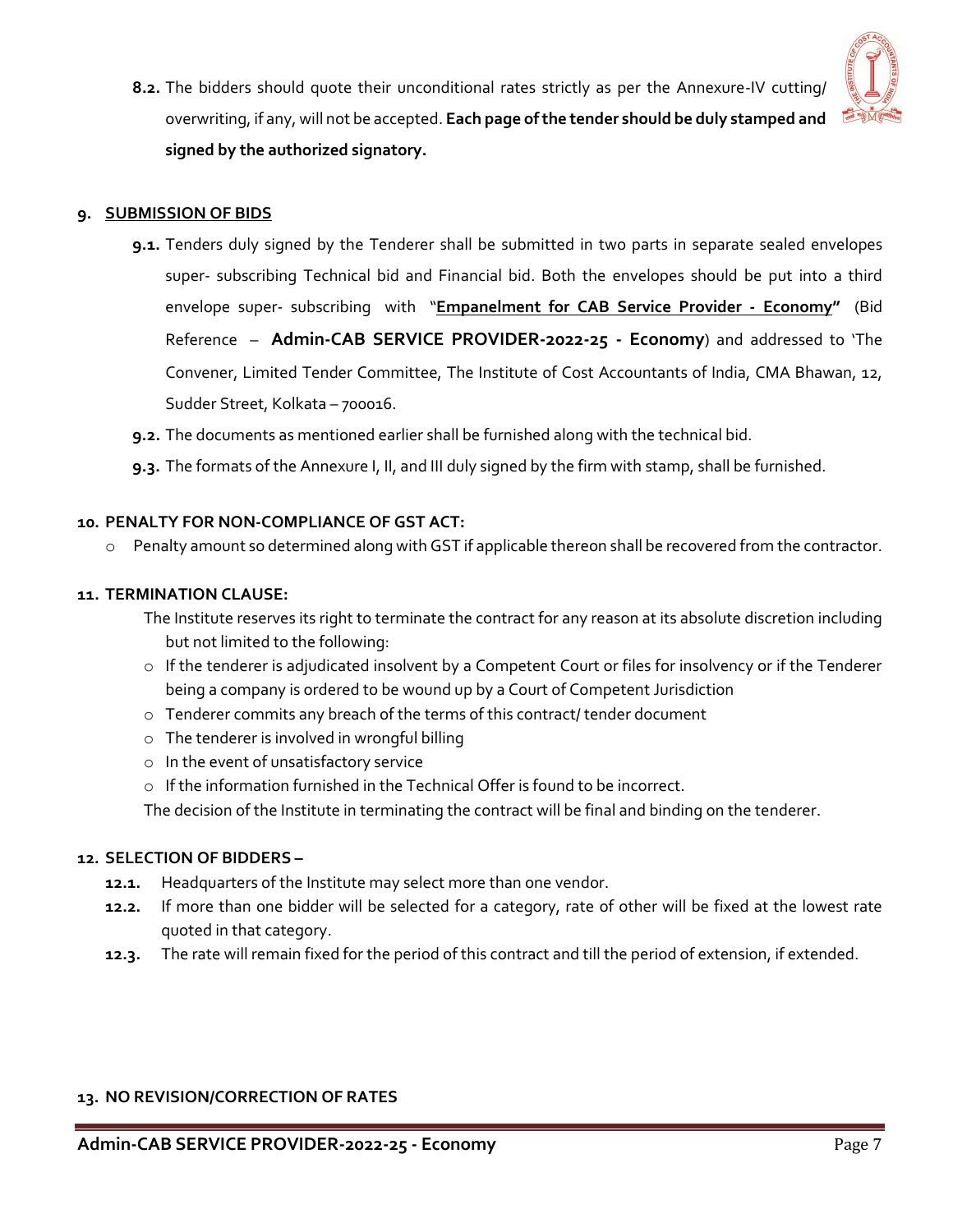**8.2.** The bidders should quote their unconditional rates strictly as per the Annexure-IV cutting/ overwriting, if any, will not be accepted. **Each page of the tender should be duly stamped and signed by the authorized signatory.**

**9. SUBMISSION OF BIDS**

**9.1.** Tenders duly signed by the Tenderer shall be submitted in two parts in separate sealed envelopes super- subscribing Technical bid and Financial bid. Both the envelopes should be put into a third envelope super- subscribing with "**Empanelment for CAB Service Provider - Economy"** (Bid Reference – **Admin-CAB SERVICE PROVIDER-2022-25 - Economy**) and addressed to 'The Convener, Limited Tender Committee, The Institute of Cost Accountants of India, CMA Bhawan, 12, Sudder Street, Kolkata – 700016.

**9.2.** The documents as mentioned earlier shall be furnished along with the technical bid.

**9.3.** The formats of the Annexure I, II, and III duly signed by the firm with stamp, shall be furnished.

**10. PENALTY FOR NON-COMPLIANCE OF GST ACT:**

- Penalty amount so determined along with GST if applicable thereon shall be recovered from the contractor.

**11. TERMINATION CLAUSE:**

The Institute reserves its right to terminate the contract for any reason at its absolute discretion including but not limited to the following:

- If the tenderer is adjudicated insolvent by a Competent Court or files for insolvency or if the Tenderer being a company is ordered to be wound up by a Court of Competent Jurisdiction
- Tenderer commits any breach of the terms of this contract/ tender document
- The tenderer is involved in wrongful billing
- In the event of unsatisfactory service
- If the information furnished in the Technical Offer is found to be incorrect.

The decision of the Institute in terminating the contract will be final and binding on the tenderer.

**12. SELECTION OF BIDDERS –**

**12.1.** Headquarters of the Institute may select more than one vendor.

**12.2.** If more than one bidder will be selected for a category, rate of other will be fixed at the lowest rate quoted in that category.

**12.3.** The rate will remain fixed for the period of this contract and till the period of extension, if extended.

**13. NO REVISION/CORRECTION OF RATES**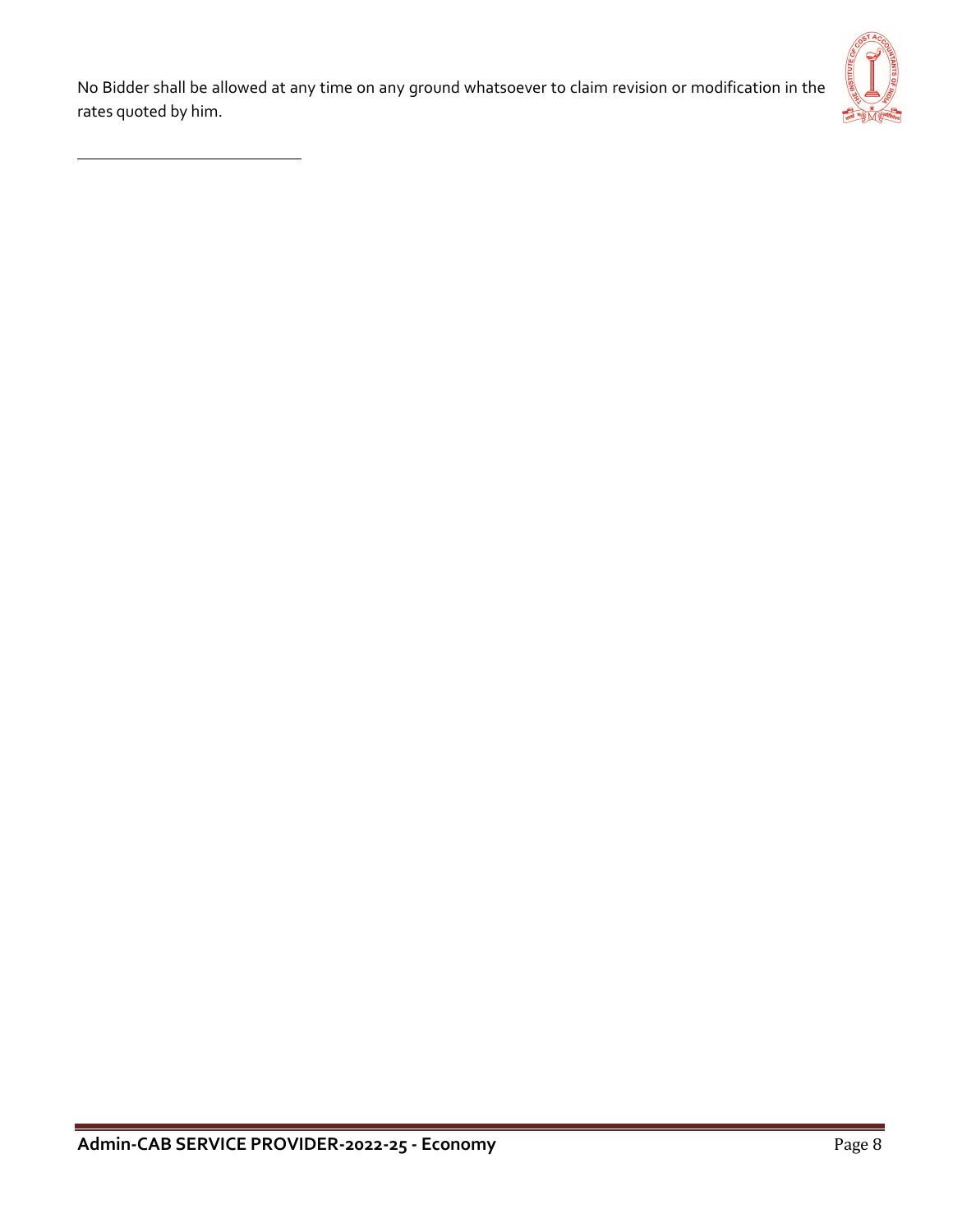No Bidder shall be allowed at any time on any ground whatsoever to claim revision or modification in the rates quoted by him.

---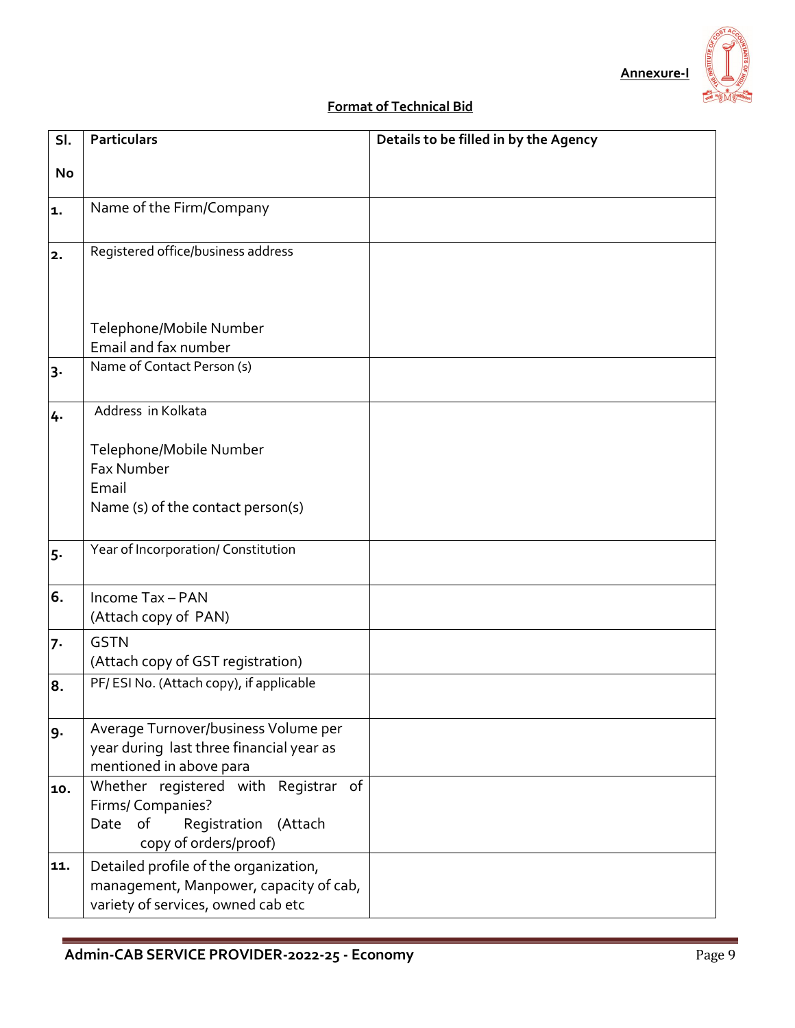**Annexure-I**

**Format of Technical Bid**

| Sl. No | Particulars | Details to be filled in by the Agency |
|---|---|---|
| 1. | Name of the Firm/Company | |
| 2. | Registered office/business address<br><br>Telephone/Mobile Number<br>Email and fax number | |
| 3. | Name of Contact Person (s) | |
| 4. | Address in Kolkata<br><br>Telephone/Mobile Number<br>Fax Number<br>Email<br>Name (s) of the contact person(s) | |
| 5. | Year of Incorporation/ Constitution | |
| 6. | Income Tax – PAN<br>(Attach copy of PAN) | |
| 7. | GSTN<br>(Attach copy of GST registration) | |
| 8. | PF/ ESI No. (Attach copy), if applicable | |
| 9. | Average Turnover/business Volume per year during last three financial year as mentioned in above para | |
| 10. | Whether registered with Registrar of Firms/ Companies?<br>Date of Registration (Attach copy of orders/proof) | |
| 11. | Detailed profile of the organization, management, Manpower, capacity of cab, variety of services, owned cab etc | |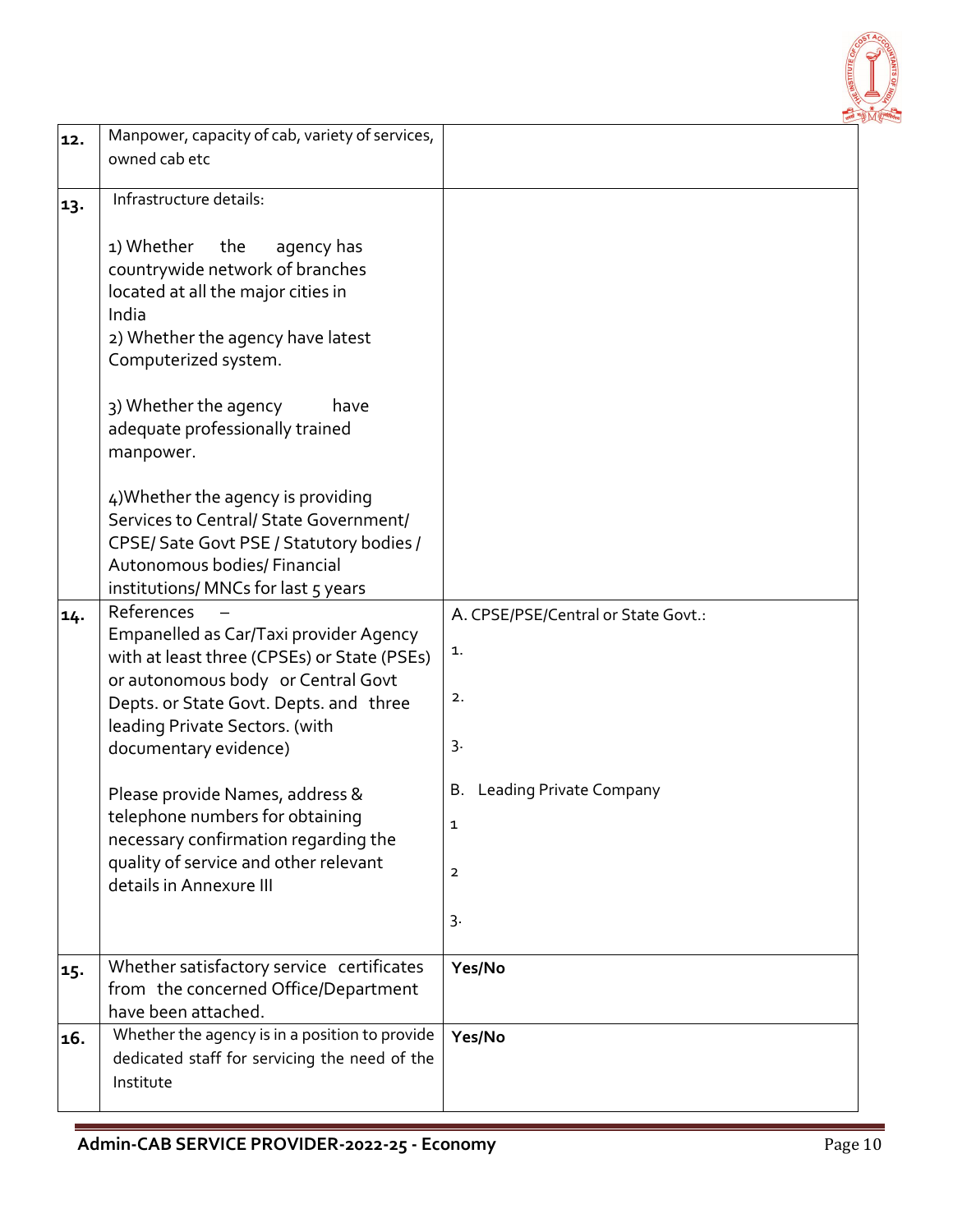| | | |
|---|---|---|
| **12.** | Manpower, capacity of cab, variety of services, owned cab etc | |
| **13.** | Infrastructure details:<br><br>1) Whether the agency has countrywide network of branches located at all the major cities in India<br>2) Whether the agency have latest Computerized system.<br><br>3) Whether the agency have adequate professionally trained manpower.<br><br>4)Whether the agency is providing Services to Central/ State Government/ CPSE/ Sate Govt PSE / Statutory bodies / Autonomous bodies/ Financial institutions/ MNCs for last 5 years | |
| **14.** | References – Empanelled as Car/Taxi provider Agency with at least three (CPSEs) or State (PSEs) or autonomous body or Central Govt Depts. or State Govt. Depts. and three leading Private Sectors. (with documentary evidence)<br><br>Please provide Names, address & telephone numbers for obtaining necessary confirmation regarding the quality of service and other relevant details in Annexure III | A. CPSE/PSE/Central or State Govt.:<br>1.<br>2.<br>3.<br><br>B. Leading Private Company<br>1<br>2<br>3. |
| **15.** | Whether satisfactory service certificates from the concerned Office/Department have been attached. | **Yes/No** |
| **16.** | Whether the agency is in a position to provide dedicated staff for servicing the need of the Institute | **Yes/No** |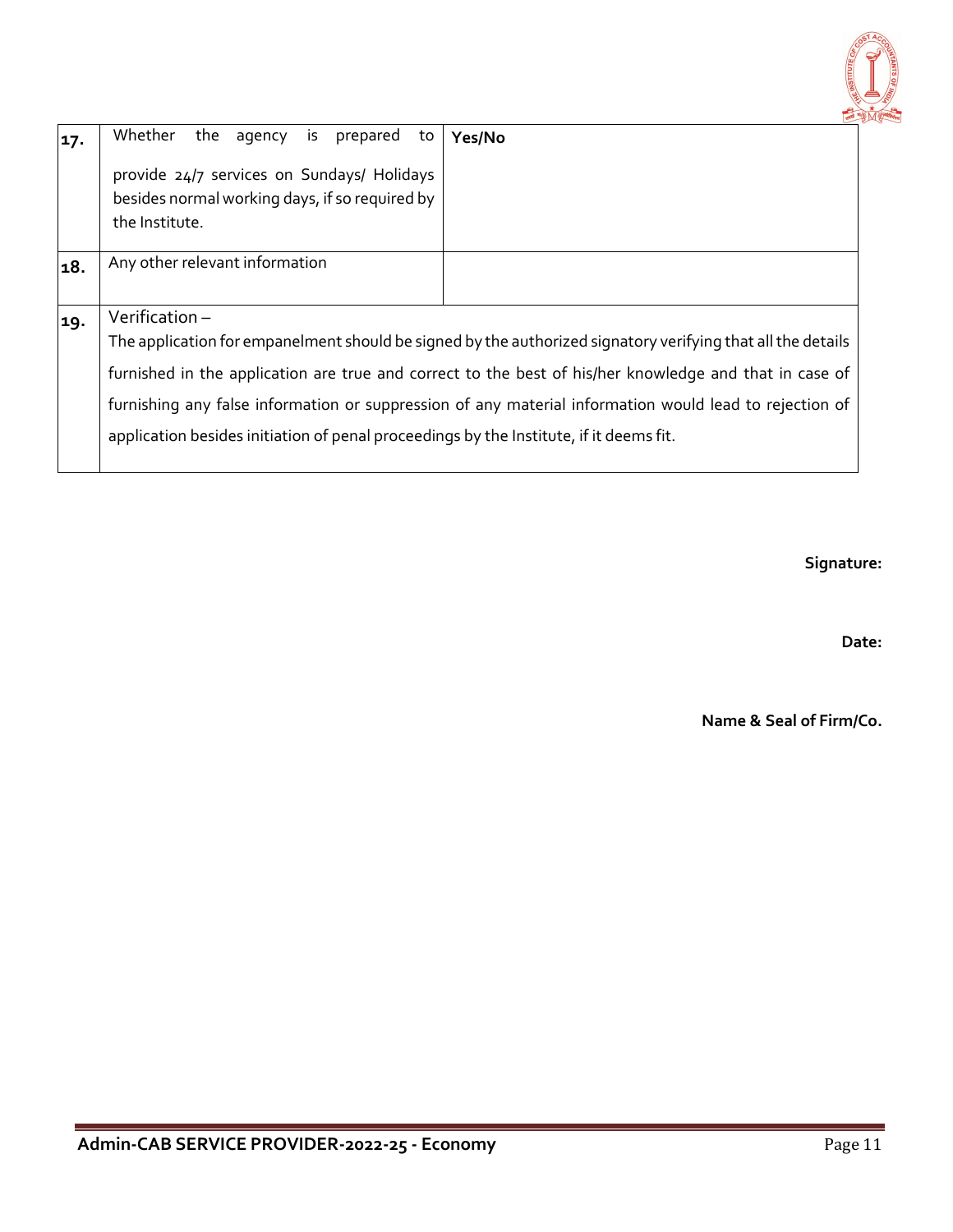| | | |
|---|---|---|
| **17.** | Whether the agency is prepared to provide 24/7 services on Sundays/ Holidays besides normal working days, if so required by the Institute. | **Yes/No** |
| **18.** | Any other relevant information | |
| **19.** | Verification – The application for empanelment should be signed by the authorized signatory verifying that all the details furnished in the application are true and correct to the best of his/her knowledge and that in case of furnishing any false information or suppression of any material information would lead to rejection of application besides initiation of penal proceedings by the Institute, if it deems fit. | |

**Signature:**

**Date:**

**Name & Seal of Firm/Co.**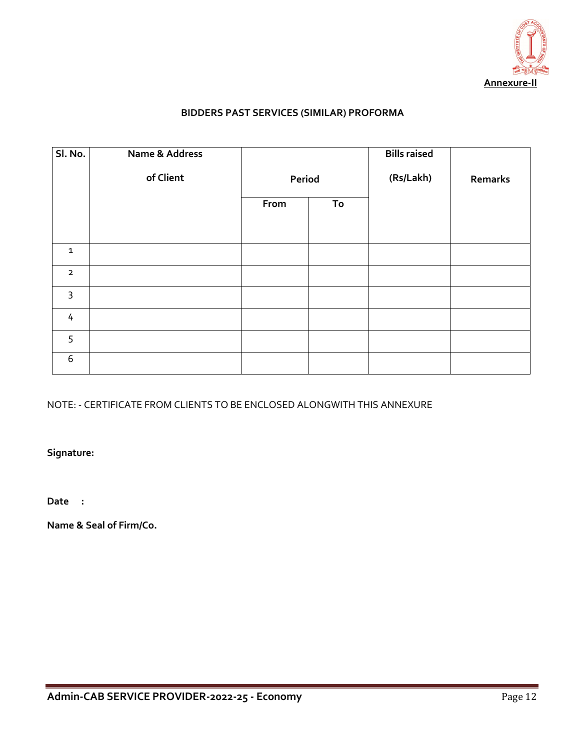**Annexure-II**

**BIDDERS PAST SERVICES (SIMILAR) PROFORMA**

| Sl. No. | Name & Address of Client | Period | | Bills raised (Rs/Lakh) | Remarks |
|---|---|---|---|---|---|
| | | From | To | | |
| 1 | | | | | |
| 2 | | | | | |
| 3 | | | | | |
| 4 | | | | | |
| 5 | | | | | |
| 6 | | | | | |

NOTE: - CERTIFICATE FROM CLIENTS TO BE ENCLOSED ALONGWITH THIS ANNEXURE

**Signature:**

**Date :**

**Name & Seal of Firm/Co.**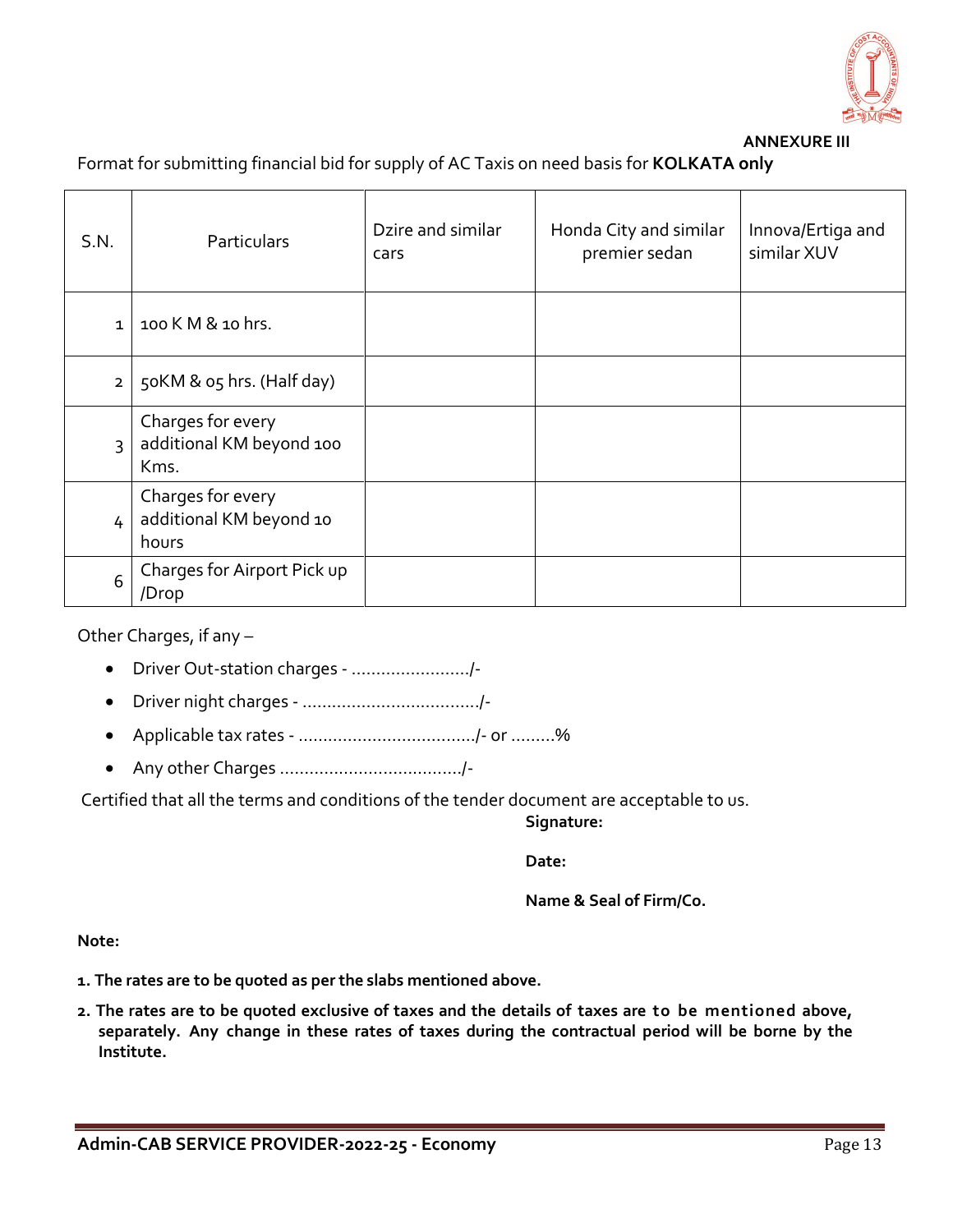**ANNEXURE III**

Format for submitting financial bid for supply of AC Taxis on need basis for **KOLKATA only**

| S.N. | Particulars | Dzire and similar cars | Honda City and similar premier sedan | Innova/Ertiga and similar XUV |
|---|---|---|---|---|
| 1 | 100 K M & 10 hrs. | | | |
| 2 | 50KM & 05 hrs. (Half day) | | | |
| 3 | Charges for every additional KM beyond 100 Kms. | | | |
| 4 | Charges for every additional KM beyond 10 hours | | | |
| 6 | Charges for Airport Pick up /Drop | | | |

Other Charges, if any –

- Driver Out-station charges - ......................../-
- Driver night charges - ..................................../-
- Applicable tax rates - ..................................../- or .........%
- Any other Charges ..................................../-

Certified that all the terms and conditions of the tender document are acceptable to us.

**Signature:**

**Date:**

**Name & Seal of Firm/Co.**

**Note:**

**1. The rates are to be quoted as per the slabs mentioned above.**

**2. The rates are to be quoted exclusive of taxes and the details of taxes are to be mentioned above, separately. Any change in these rates of taxes during the contractual period will be borne by the Institute.**